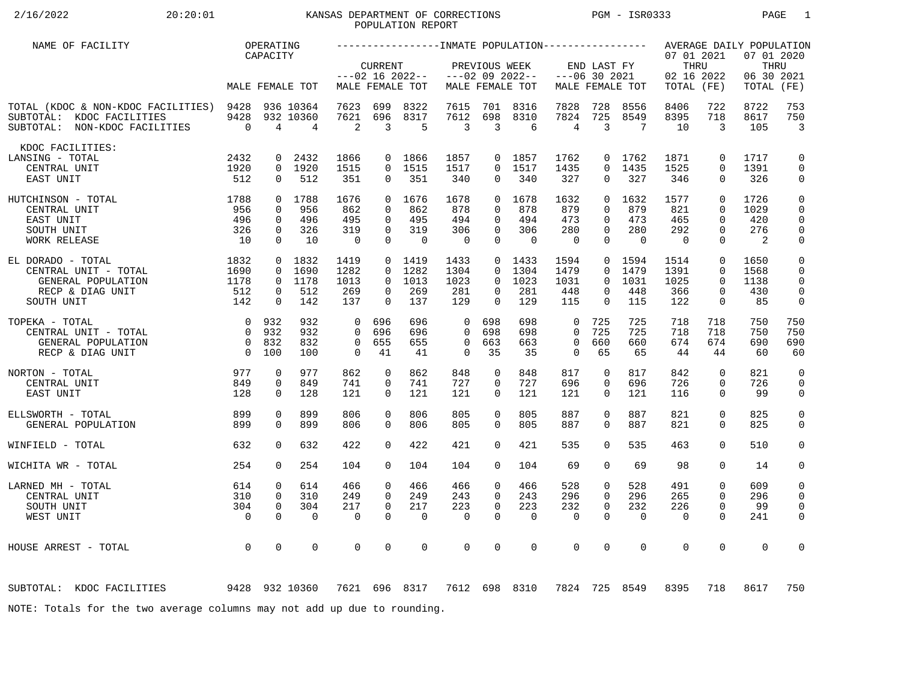# KANSAS DEPARTMENT OF CORRECTIONS
## POPULATION REPORT

2/16/2022 20:20:01 PGM - ISR0333

| NAME OF FACILITY | OPERATING CAPACITY | | | INMATE POPULATION | | | | | | | | | | | | AVERAGE DAILY POPULATION | | | |
|---|---|---|---|---|---|---|---|---|---|---|---|---|---|---|---|---|---|---|---|
| | | | | CURRENT ---02 16 2022-- | | | PREVIOUS WEEK ---02 09 2022-- | | | END LAST FY ---06 30 2021 | | | | | | 07 01 2021 THRU 02 16 2022 | | 07 01 2020 THRU 06 30 2021 | |
| | MALE | FEMALE | TOT | MALE | FEMALE | TOT | MALE | FEMALE | TOT | MALE | FEMALE | TOT | | | | TOTAL | (FE) | TOTAL | (FE) |
| TOTAL (KDOC & NON-KDOC FACILITIES) | 9428 | 936 | 10364 | 7623 | 699 | 8322 | 7615 | 701 | 8316 | 7828 | 728 | 8556 | | | | 8406 | 722 | 8722 | 753 |
| SUBTOTAL: KDOC FACILITIES | 9428 | 932 | 10360 | 7621 | 696 | 8317 | 7612 | 698 | 8310 | 7824 | 725 | 8549 | | | | 8395 | 718 | 8617 | 750 |
| SUBTOTAL: NON-KDOC FACILITIES | 0 | 4 | 4 | 2 | 3 | 5 | 3 | 3 | 6 | 4 | 3 | 7 | | | | 10 | 3 | 105 | 3 |
| KDOC FACILITIES: | | | | | | | | | | | | | | | | | | | |
| LANSING - TOTAL | 2432 | 0 | 2432 | 1866 | 0 | 1866 | 1857 | 0 | 1857 | 1762 | 0 | 1762 | | | | 1871 | 0 | 1717 | 0 |
| CENTRAL UNIT | 1920 | 0 | 1920 | 1515 | 0 | 1515 | 1517 | 0 | 1517 | 1435 | 0 | 1435 | | | | 1525 | 0 | 1391 | 0 |
| EAST UNIT | 512 | 0 | 512 | 351 | 0 | 351 | 340 | 0 | 340 | 327 | 0 | 327 | | | | 346 | 0 | 326 | 0 |
| HUTCHINSON - TOTAL | 1788 | 0 | 1788 | 1676 | 0 | 1676 | 1678 | 0 | 1678 | 1632 | 0 | 1632 | | | | 1577 | 0 | 1726 | 0 |
| CENTRAL UNIT | 956 | 0 | 956 | 862 | 0 | 862 | 878 | 0 | 878 | 879 | 0 | 879 | | | | 821 | 0 | 1029 | 0 |
| EAST UNIT | 496 | 0 | 496 | 495 | 0 | 495 | 494 | 0 | 494 | 473 | 0 | 473 | | | | 465 | 0 | 420 | 0 |
| SOUTH UNIT | 326 | 0 | 326 | 319 | 0 | 319 | 306 | 0 | 306 | 280 | 0 | 280 | | | | 292 | 0 | 276 | 0 |
| WORK RELEASE | 10 | 0 | 10 | 0 | 0 | 0 | 0 | 0 | 0 | 0 | 0 | 0 | | | | 0 | 0 | 2 | 0 |
| EL DORADO - TOTAL | 1832 | 0 | 1832 | 1419 | 0 | 1419 | 1433 | 0 | 1433 | 1594 | 0 | 1594 | | | | 1514 | 0 | 1650 | 0 |
| CENTRAL UNIT - TOTAL | 1690 | 0 | 1690 | 1282 | 0 | 1282 | 1304 | 0 | 1304 | 1479 | 0 | 1479 | | | | 1391 | 0 | 1568 | 0 |
| GENERAL POPULATION | 1178 | 0 | 1178 | 1013 | 0 | 1013 | 1023 | 0 | 1023 | 1031 | 0 | 1031 | | | | 1025 | 0 | 1138 | 0 |
| RECP & DIAG UNIT | 512 | 0 | 512 | 269 | 0 | 269 | 281 | 0 | 281 | 448 | 0 | 448 | | | | 366 | 0 | 430 | 0 |
| SOUTH UNIT | 142 | 0 | 142 | 137 | 0 | 137 | 129 | 0 | 129 | 115 | 0 | 115 | | | | 122 | 0 | 85 | 0 |
| TOPEKA - TOTAL | 0 | 932 | 932 | 0 | 696 | 696 | 0 | 698 | 698 | 0 | 725 | 725 | | | | 718 | 718 | 750 | 750 |
| CENTRAL UNIT - TOTAL | 0 | 932 | 932 | 0 | 696 | 696 | 0 | 698 | 698 | 0 | 725 | 725 | | | | 718 | 718 | 750 | 750 |
| GENERAL POPULATION | 0 | 832 | 832 | 0 | 655 | 655 | 0 | 663 | 663 | 0 | 660 | 660 | | | | 674 | 674 | 690 | 690 |
| RECP & DIAG UNIT | 0 | 100 | 100 | 0 | 41 | 41 | 0 | 35 | 35 | 0 | 65 | 65 | | | | 44 | 44 | 60 | 60 |
| NORTON - TOTAL | 977 | 0 | 977 | 862 | 0 | 862 | 848 | 0 | 848 | 817 | 0 | 817 | | | | 842 | 0 | 821 | 0 |
| CENTRAL UNIT | 849 | 0 | 849 | 741 | 0 | 741 | 727 | 0 | 727 | 696 | 0 | 696 | | | | 726 | 0 | 726 | 0 |
| EAST UNIT | 128 | 0 | 128 | 121 | 0 | 121 | 121 | 0 | 121 | 121 | 0 | 121 | | | | 116 | 0 | 99 | 0 |
| ELLSWORTH - TOTAL | 899 | 0 | 899 | 806 | 0 | 806 | 805 | 0 | 805 | 887 | 0 | 887 | | | | 821 | 0 | 825 | 0 |
| GENERAL POPULATION | 899 | 0 | 899 | 806 | 0 | 806 | 805 | 0 | 805 | 887 | 0 | 887 | | | | 821 | 0 | 825 | 0 |
| WINFIELD - TOTAL | 632 | 0 | 632 | 422 | 0 | 422 | 421 | 0 | 421 | 535 | 0 | 535 | | | | 463 | 0 | 510 | 0 |
| WICHITA WR - TOTAL | 254 | 0 | 254 | 104 | 0 | 104 | 104 | 0 | 104 | 69 | 0 | 69 | | | | 98 | 0 | 14 | 0 |
| LARNED MH - TOTAL | 614 | 0 | 614 | 466 | 0 | 466 | 466 | 0 | 466 | 528 | 0 | 528 | | | | 491 | 0 | 609 | 0 |
| CENTRAL UNIT | 310 | 0 | 310 | 249 | 0 | 249 | 243 | 0 | 243 | 296 | 0 | 296 | | | | 265 | 0 | 296 | 0 |
| SOUTH UNIT | 304 | 0 | 304 | 217 | 0 | 217 | 223 | 0 | 223 | 232 | 0 | 232 | | | | 226 | 0 | 99 | 0 |
| WEST UNIT | 0 | 0 | 0 | 0 | 0 | 0 | 0 | 0 | 0 | 0 | 0 | 0 | | | | 0 | 0 | 241 | 0 |
| HOUSE ARREST - TOTAL | 0 | 0 | 0 | 0 | 0 | 0 | 0 | 0 | 0 | 0 | 0 | 0 | | | | 0 | 0 | 0 | 0 |
| SUBTOTAL: KDOC FACILITIES | 9428 | 932 | 10360 | 7621 | 696 | 8317 | 7612 | 698 | 8310 | 7824 | 725 | 8549 | | | | 8395 | 718 | 8617 | 750 |

NOTE: Totals for the two average columns may not add up due to rounding.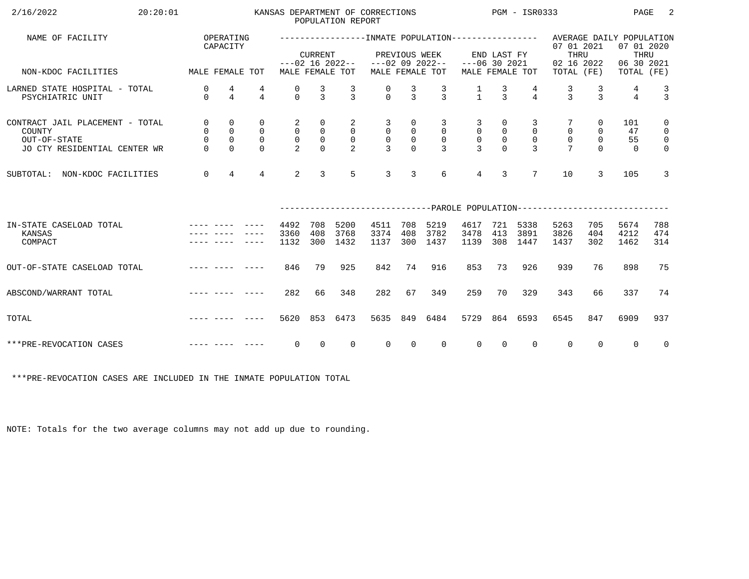# KANSAS DEPARTMENT OF CORRECTIONS
## POPULATION REPORT

| NAME OF FACILITY | OPERATING CAPACITY | | | INMATE POPULATION | | | | | | | | | AVERAGE DAILY POPULATION | | | |
|---|---|---|---|---|---|---|---|---|---|---|---|---|---|---|---|---|
| | | | | CURRENT ---02 16 2022-- | | | PREVIOUS WEEK ---02 09 2022-- | | | END LAST FY ---06 30 2021 | | | 07 01 2021 THRU 02 16 2022 | | 07 01 2020 THRU 06 30 2021 | |
| NON-KDOC FACILITIES | MALE | FEMALE | TOT | MALE | FEMALE | TOT | MALE | FEMALE | TOT | MALE | FEMALE | TOT | TOTAL | (FE) | TOTAL | (FE) |
| LARNED STATE HOSPITAL - TOTAL | 0 | 4 | 4 | 0 | 3 | 3 | 0 | 3 | 3 | 1 | 3 | 4 | 3 | 3 | 4 | 3 |
| PSYCHIATRIC UNIT | 0 | 4 | 4 | 0 | 3 | 3 | 0 | 3 | 3 | 1 | 3 | 4 | 3 | 3 | 4 | 3 |
| CONTRACT JAIL PLACEMENT - TOTAL | 0 | 0 | 0 | 2 | 0 | 2 | 3 | 0 | 3 | 3 | 0 | 3 | 7 | 0 | 101 | 0 |
| COUNTY | 0 | 0 | 0 | 0 | 0 | 0 | 0 | 0 | 0 | 0 | 0 | 0 | 0 | 0 | 47 | 0 |
| OUT-OF-STATE | 0 | 0 | 0 | 0 | 0 | 0 | 0 | 0 | 0 | 0 | 0 | 0 | 0 | 0 | 55 | 0 |
| JO CTY RESIDENTIAL CENTER WR | 0 | 0 | 0 | 2 | 0 | 2 | 3 | 0 | 3 | 3 | 0 | 3 | 7 | 0 | 0 | 0 |
| SUBTOTAL: NON-KDOC FACILITIES | 0 | 4 | 4 | 2 | 3 | 5 | 3 | 3 | 6 | 4 | 3 | 7 | 10 | 3 | 105 | 3 |

| | OPERATING CAPACITY | | | PAROLE POPULATION | | | | | | | | | | | | |
|---|---|---|---|---|---|---|---|---|---|---|---|---|---|---|---|---|
| | MALE | FEMALE | TOT | MALE | FEMALE | TOT | MALE | FEMALE | TOT | MALE | FEMALE | TOT | TOTAL | (FE) | TOTAL | (FE) |
| IN-STATE CASELOAD TOTAL | ---- | ---- | ---- | 4492 | 708 | 5200 | 4511 | 708 | 5219 | 4617 | 721 | 5338 | 5263 | 705 | 5674 | 788 |
| KANSAS | ---- | ---- | ---- | 3360 | 408 | 3768 | 3374 | 408 | 3782 | 3478 | 413 | 3891 | 3826 | 404 | 4212 | 474 |
| COMPACT | ---- | ---- | ---- | 1132 | 300 | 1432 | 1137 | 300 | 1437 | 1139 | 308 | 1447 | 1437 | 302 | 1462 | 314 |
| OUT-OF-STATE CASELOAD TOTAL | ---- | ---- | ---- | 846 | 79 | 925 | 842 | 74 | 916 | 853 | 73 | 926 | 939 | 76 | 898 | 75 |
| ABSCOND/WARRANT TOTAL | ---- | ---- | ---- | 282 | 66 | 348 | 282 | 67 | 349 | 259 | 70 | 329 | 343 | 66 | 337 | 74 |
| TOTAL | ---- | ---- | ---- | 5620 | 853 | 6473 | 5635 | 849 | 6484 | 5729 | 864 | 6593 | 6545 | 847 | 6909 | 937 |
| ***PRE-REVOCATION CASES | ---- | ---- | ---- | 0 | 0 | 0 | 0 | 0 | 0 | 0 | 0 | 0 | 0 | 0 | 0 | 0 |

***PRE-REVOCATION CASES ARE INCLUDED IN THE INMATE POPULATION TOTAL

NOTE: Totals for the two average columns may not add up due to rounding.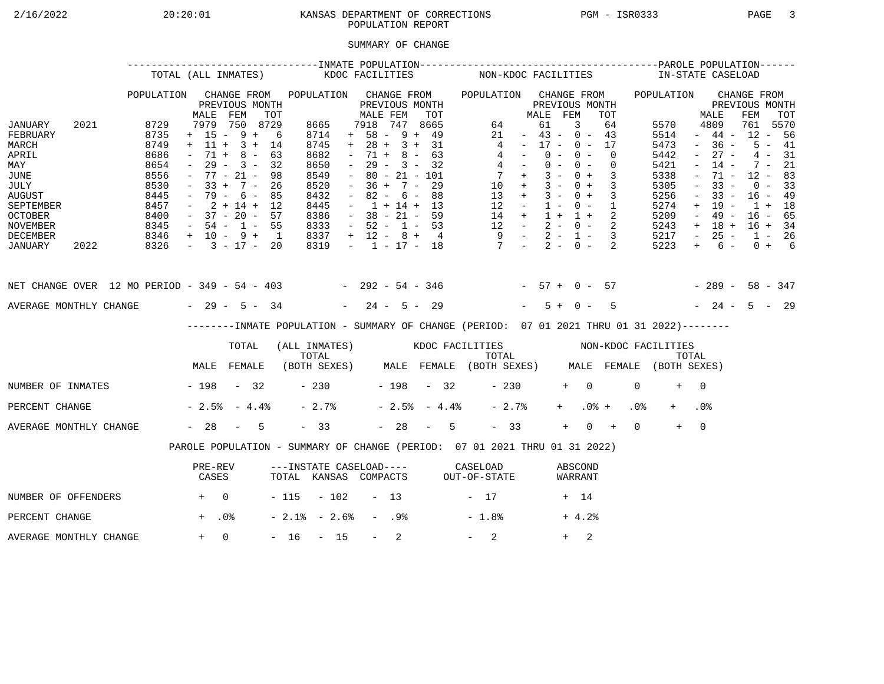KANSAS DEPARTMENT OF CORRECTIONS
POPULATION REPORT

2/16/2022 20:20:01 PGM - ISR0333

## SUMMARY OF CHANGE

| | INMATE POPULATION: TOTAL (ALL INMATES) | | | | INMATE POPULATION: KDOC FACILITIES | | | | INMATE POPULATION: NON-KDOC FACILITIES | | | | PAROLE POPULATION: IN-STATE CASELOAD | | | |
|---|---|---|---|---|---|---|---|---|---|---|---|---|---|---|---|---|
| | POPULATION | CHANGE FROM PREVIOUS MONTH | | | POPULATION | CHANGE FROM PREVIOUS MONTH | | | POPULATION | CHANGE FROM PREVIOUS MONTH | | | POPULATION | CHANGE FROM PREVIOUS MONTH | | |
| | | MALE | FEM | TOT | | MALE | FEM | TOT | | MALE | FEM | TOT | | MALE | FEM | TOT |
| JANUARY 2021 | 8729 | 7979 | 750 | 8729 | 8665 | 7918 | 747 | 8665 | 64 | 61 | 3 | 64 | 5570 | 4809 | 761 | 5570 |
| FEBRUARY | 8735 | + 15 | - 9 | + 6 | 8714 | + 58 | - 9 | + 49 | 21 | - 43 | - 0 | - 43 | 5514 | - 44 | - 12 | - 56 |
| MARCH | 8749 | + 11 | + 3 | + 14 | 8745 | + 28 | + 3 | + 31 | 4 | - 17 | - 0 | - 17 | 5473 | - 36 | - 5 | - 41 |
| APRIL | 8686 | - 71 | + 8 | - 63 | 8682 | - 71 | + 8 | - 63 | 4 | - 0 | - 0 | - 0 | 5442 | - 27 | - 4 | - 31 |
| MAY | 8654 | - 29 | - 3 | - 32 | 8650 | - 29 | - 3 | - 32 | 4 | - 0 | - 0 | - 0 | 5421 | - 14 | - 7 | - 21 |
| JUNE | 8556 | - 77 | - 21 | - 98 | 8549 | - 80 | - 21 | - 101 | 7 | + 3 | - 0 | + 3 | 5338 | - 71 | - 12 | - 83 |
| JULY | 8530 | - 33 | + 7 | - 26 | 8520 | - 36 | + 7 | - 29 | 10 | + 3 | - 0 | + 3 | 5305 | - 33 | - 0 | - 33 |
| AUGUST | 8445 | - 79 | - 6 | - 85 | 8432 | - 82 | - 6 | - 88 | 13 | + 3 | - 0 | + 3 | 5256 | - 33 | - 16 | - 49 |
| SEPTEMBER | 8457 | - 2 | + 14 | + 12 | 8445 | - 1 | + 14 | + 13 | 12 | - 1 | - 0 | - 1 | 5274 | + 19 | - 1 | + 18 |
| OCTOBER | 8400 | - 37 | - 20 | - 57 | 8386 | - 38 | - 21 | - 59 | 14 | + 1 | + 1 | + 2 | 5209 | - 49 | - 16 | - 65 |
| NOVEMBER | 8345 | - 54 | - 1 | - 55 | 8333 | - 52 | - 1 | - 53 | 12 | - 2 | - 0 | - 2 | 5243 | + 18 | + 16 | + 34 |
| DECEMBER | 8346 | + 10 | - 9 | + 1 | 8337 | + 12 | - 8 | + 4 | 9 | - 2 | - 1 | - 3 | 5217 | - 25 | - 1 | - 26 |
| JANUARY 2022 | 8326 | - 3 | - 17 | - 20 | 8319 | - 1 | - 17 | - 18 | 7 | - 2 | - 0 | - 2 | 5223 | + 6 | - 0 | + 6 |
| NET CHANGE OVER 12 MO PERIOD | | - 349 | - 54 | - 403 | | - 292 | - 54 | - 346 | | - 57 | + 0 | - 57 | | - 289 | - 58 | - 347 |
| AVERAGE MONTHLY CHANGE | | - 29 | - 5 | - 34 | | - 24 | - 5 | - 29 | | - 5 | + 0 | - 5 | | - 24 | - 5 | - 29 |

### INMATE POPULATION - SUMMARY OF CHANGE (PERIOD: 07 01 2021 THRU 01 31 2022)

| | TOTAL (ALL INMATES) | | | KDOC FACILITIES | | | NON-KDOC FACILITIES | | |
|---|---|---|---|---|---|---|---|---|---|
| | MALE | FEMALE | TOTAL (BOTH SEXES) | MALE | FEMALE | TOTAL (BOTH SEXES) | MALE | FEMALE | TOTAL (BOTH SEXES) |
| NUMBER OF INMATES | - 198 | - 32 | - 230 | - 198 | - 32 | - 230 | + 0 | 0 | + 0 |
| PERCENT CHANGE | - 2.5% | - 4.4% | - 2.7% | - 2.5% | - 4.4% | - 2.7% | + .0% | + .0% | + .0% |
| AVERAGE MONTHLY CHANGE | - 28 | - 5 | - 33 | - 28 | - 5 | - 33 | + 0 | + 0 | + 0 |

### PAROLE POPULATION - SUMMARY OF CHANGE (PERIOD: 07 01 2021 THRU 01 31 2022)

| | PRE-REV CASES | ---INSTATE CASELOAD--- TOTAL | KANSAS | COMPACTS | CASELOAD OUT-OF-STATE | ABSCOND WARRANT |
|---|---|---|---|---|---|---|
| NUMBER OF OFFENDERS | + 0 | - 115 | - 102 | - 13 | - 17 | + 14 |
| PERCENT CHANGE | + .0% | - 2.1% | - 2.6% | - .9% | - 1.8% | + 4.2% |
| AVERAGE MONTHLY CHANGE | + 0 | - 16 | - 15 | - 2 | - 2 | + 2 |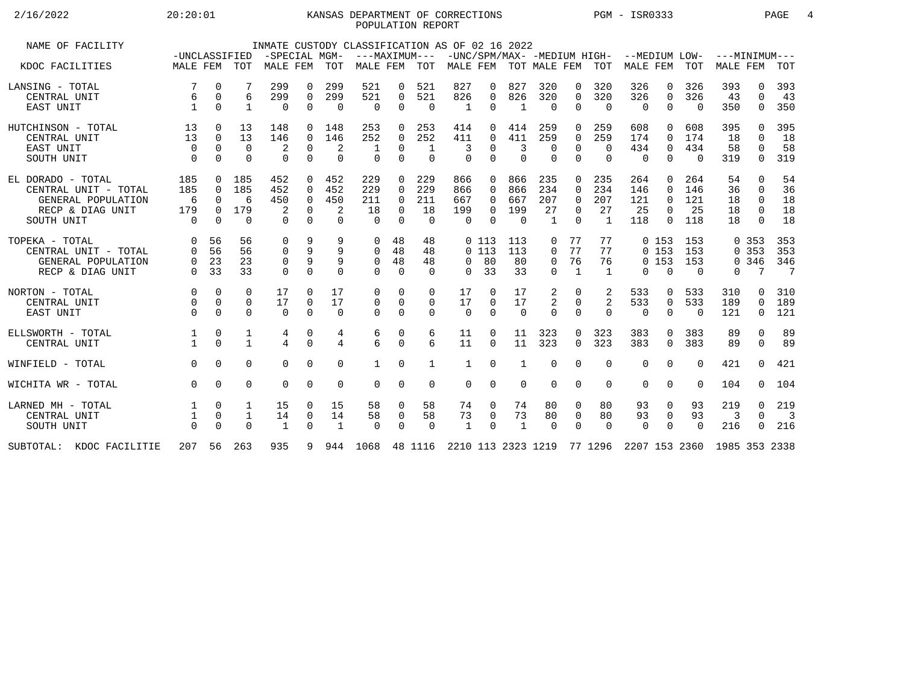KANSAS DEPARTMENT OF CORRECTIONS
POPULATION REPORT

PGM - ISR0333

INMATE CUSTODY CLASSIFICATION AS OF 02 16 2022

| NAME OF FACILITY | UNCLASSIFIED | | | SPECIAL MGM | | | MAXIMUM | | | UNC/SPM/MAX | | | MEDIUM HIGH | | | MEDIUM LOW | | | MINIMUM | | |
|---|---|---|---|---|---|---|---|---|---|---|---|---|---|---|---|---|---|---|---|---|---|
| KDOC FACILITIES | MALE | FEM | TOT | MALE | FEM | TOT | MALE | FEM | TOT | MALE | FEM | TOT | MALE | FEM | TOT | MALE | FEM | TOT | MALE | FEM | TOT |
| LANSING - TOTAL | 7 | 0 | 7 | 299 | 0 | 299 | 521 | 0 | 521 | 827 | 0 | 827 | 320 | 0 | 320 | 326 | 0 | 326 | 393 | 0 | 393 |
| CENTRAL UNIT | 6 | 0 | 6 | 299 | 0 | 299 | 521 | 0 | 521 | 826 | 0 | 826 | 320 | 0 | 320 | 326 | 0 | 326 | 43 | 0 | 43 |
| EAST UNIT | 1 | 0 | 1 | 0 | 0 | 0 | 0 | 0 | 0 | 1 | 0 | 1 | 0 | 0 | 0 | 0 | 0 | 0 | 350 | 0 | 350 |
| HUTCHINSON - TOTAL | 13 | 0 | 13 | 148 | 0 | 148 | 253 | 0 | 253 | 414 | 0 | 414 | 259 | 0 | 259 | 608 | 0 | 608 | 395 | 0 | 395 |
| CENTRAL UNIT | 13 | 0 | 13 | 146 | 0 | 146 | 252 | 0 | 252 | 411 | 0 | 411 | 259 | 0 | 259 | 174 | 0 | 174 | 18 | 0 | 18 |
| EAST UNIT | 0 | 0 | 0 | 2 | 0 | 2 | 1 | 0 | 1 | 3 | 0 | 3 | 0 | 0 | 0 | 434 | 0 | 434 | 58 | 0 | 58 |
| SOUTH UNIT | 0 | 0 | 0 | 0 | 0 | 0 | 0 | 0 | 0 | 0 | 0 | 0 | 0 | 0 | 0 | 0 | 0 | 0 | 319 | 0 | 319 |
| EL DORADO - TOTAL | 185 | 0 | 185 | 452 | 0 | 452 | 229 | 0 | 229 | 866 | 0 | 866 | 235 | 0 | 235 | 264 | 0 | 264 | 54 | 0 | 54 |
| CENTRAL UNIT - TOTAL | 185 | 0 | 185 | 452 | 0 | 452 | 229 | 0 | 229 | 866 | 0 | 866 | 234 | 0 | 234 | 146 | 0 | 146 | 36 | 0 | 36 |
| GENERAL POPULATION | 6 | 0 | 6 | 450 | 0 | 450 | 211 | 0 | 211 | 667 | 0 | 667 | 207 | 0 | 207 | 121 | 0 | 121 | 18 | 0 | 18 |
| RECP & DIAG UNIT | 179 | 0 | 179 | 2 | 0 | 2 | 18 | 0 | 18 | 199 | 0 | 199 | 27 | 0 | 27 | 25 | 0 | 25 | 18 | 0 | 18 |
| SOUTH UNIT | 0 | 0 | 0 | 0 | 0 | 0 | 0 | 0 | 0 | 0 | 0 | 0 | 1 | 0 | 1 | 118 | 0 | 118 | 18 | 0 | 18 |
| TOPEKA - TOTAL | 0 | 56 | 56 | 0 | 9 | 9 | 0 | 48 | 48 | 0 | 113 | 113 | 0 | 77 | 77 | 0 | 153 | 153 | 0 | 353 | 353 |
| CENTRAL UNIT - TOTAL | 0 | 56 | 56 | 0 | 9 | 9 | 0 | 48 | 48 | 0 | 113 | 113 | 0 | 77 | 77 | 0 | 153 | 153 | 0 | 353 | 353 |
| GENERAL POPULATION | 0 | 23 | 23 | 0 | 9 | 9 | 0 | 48 | 48 | 0 | 80 | 80 | 0 | 76 | 76 | 0 | 153 | 153 | 0 | 346 | 346 |
| RECP & DIAG UNIT | 0 | 33 | 33 | 0 | 0 | 0 | 0 | 0 | 0 | 0 | 33 | 33 | 0 | 1 | 1 | 0 | 0 | 0 | 0 | 7 | 7 |
| NORTON - TOTAL | 0 | 0 | 0 | 17 | 0 | 17 | 0 | 0 | 0 | 17 | 0 | 17 | 2 | 0 | 2 | 533 | 0 | 533 | 310 | 0 | 310 |
| CENTRAL UNIT | 0 | 0 | 0 | 17 | 0 | 17 | 0 | 0 | 0 | 17 | 0 | 17 | 2 | 0 | 2 | 533 | 0 | 533 | 189 | 0 | 189 |
| EAST UNIT | 0 | 0 | 0 | 0 | 0 | 0 | 0 | 0 | 0 | 0 | 0 | 0 | 0 | 0 | 0 | 0 | 0 | 0 | 121 | 0 | 121 |
| ELLSWORTH - TOTAL | 1 | 0 | 1 | 4 | 0 | 4 | 6 | 0 | 6 | 11 | 0 | 11 | 323 | 0 | 323 | 383 | 0 | 383 | 89 | 0 | 89 |
| CENTRAL UNIT | 1 | 0 | 1 | 4 | 0 | 4 | 6 | 0 | 6 | 11 | 0 | 11 | 323 | 0 | 323 | 383 | 0 | 383 | 89 | 0 | 89 |
| WINFIELD - TOTAL | 0 | 0 | 0 | 0 | 0 | 0 | 1 | 0 | 1 | 1 | 0 | 1 | 0 | 0 | 0 | 0 | 0 | 0 | 421 | 0 | 421 |
| WICHITA WR - TOTAL | 0 | 0 | 0 | 0 | 0 | 0 | 0 | 0 | 0 | 0 | 0 | 0 | 0 | 0 | 0 | 0 | 0 | 0 | 104 | 0 | 104 |
| LARNED MH - TOTAL | 1 | 0 | 1 | 15 | 0 | 15 | 58 | 0 | 58 | 74 | 0 | 74 | 80 | 0 | 80 | 93 | 0 | 93 | 219 | 0 | 219 |
| CENTRAL UNIT | 1 | 0 | 1 | 14 | 0 | 14 | 58 | 0 | 58 | 73 | 0 | 73 | 80 | 0 | 80 | 93 | 0 | 93 | 3 | 0 | 3 |
| SOUTH UNIT | 0 | 0 | 0 | 1 | 0 | 1 | 0 | 0 | 0 | 1 | 0 | 1 | 0 | 0 | 0 | 0 | 0 | 0 | 216 | 0 | 216 |
| SUBTOTAL: KDOC FACILITIE | 207 | 56 | 263 | 935 | 9 | 944 | 1068 | 48 | 1116 | 2210 | 113 | 2323 | 1219 | 77 | 1296 | 2207 | 153 | 2360 | 1985 | 353 | 2338 |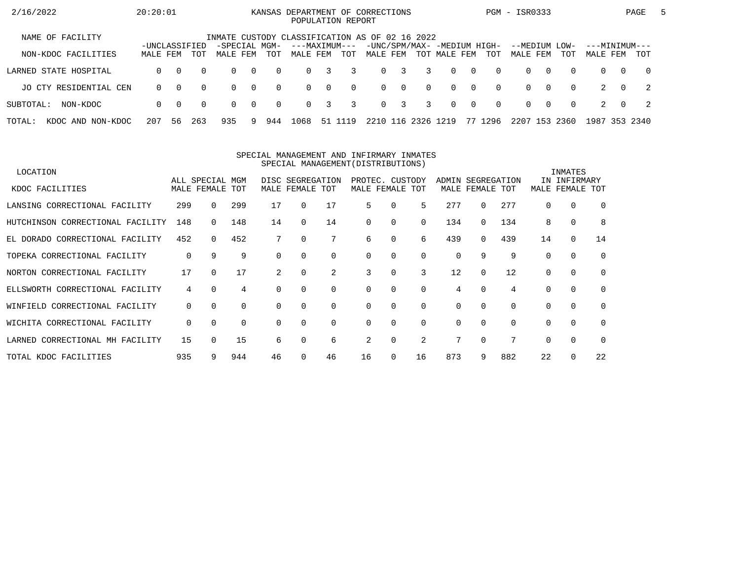KANSAS DEPARTMENT OF CORRECTIONS
POPULATION REPORT

INMATE CUSTODY CLASSIFICATION AS OF 02 16 2022

| NAME OF FACILITY / NON-KDOC FACILITIES | -UNCLASSIFIED- | | | -SPECIAL MGM- | | | ---MAXIMUM--- | | | -UNC/SPM/MAX- | | | -MEDIUM HIGH- | | | --MEDIUM LOW- | | | ---MINIMUM--- | | |
|---|---|---|---|---|---|---|---|---|---|---|---|---|---|---|---|---|---|---|---|---|---|
| | MALE | FEM | TOT | MALE | FEM | TOT | MALE | FEM | TOT | MALE | FEM | TOT | MALE | FEM | TOT | MALE | FEM | TOT | MALE | FEM | TOT |
| LARNED STATE HOSPITAL | 0 | 0 | 0 | 0 | 0 | 0 | 0 | 3 | 3 | 0 | 3 | 3 | 0 | 0 | 0 | 0 | 0 | 0 | 0 | 0 | 0 |
| JO CTY RESIDENTIAL CEN | 0 | 0 | 0 | 0 | 0 | 0 | 0 | 0 | 0 | 0 | 0 | 0 | 0 | 0 | 0 | 0 | 0 | 0 | 2 | 0 | 2 |
| SUBTOTAL: NON-KDOC | 0 | 0 | 0 | 0 | 0 | 0 | 0 | 3 | 3 | 0 | 3 | 3 | 0 | 0 | 0 | 0 | 0 | 0 | 2 | 0 | 2 |
| TOTAL: KDOC AND NON-KDOC | 207 | 56 | 263 | 935 | 9 | 944 | 1068 | 51 | 1119 | 2210 | 116 | 2326 | 1219 | 77 | 1296 | 2207 | 153 | 2360 | 1987 | 353 | 2340 |

SPECIAL MANAGEMENT AND INFIRMARY INMATES
SPECIAL MANAGEMENT(DISTRIBUTIONS)

| LOCATION / KDOC FACILITIES | ALL SPECIAL MGM | | | DISC SEGREGATION | | | PROTEC. CUSTODY | | | ADMIN SEGREGATION | | | INMATES IN INFIRMARY | | |
|---|---|---|---|---|---|---|---|---|---|---|---|---|---|---|---|
| | MALE | FEMALE | TOT | MALE | FEMALE | TOT | MALE | FEMALE | TOT | MALE | FEMALE | TOT | MALE | FEMALE | TOT |
| LANSING CORRECTIONAL FACILITY | 299 | 0 | 299 | 17 | 0 | 17 | 5 | 0 | 5 | 277 | 0 | 277 | 0 | 0 | 0 |
| HUTCHINSON CORRECTIONAL FACILITY | 148 | 0 | 148 | 14 | 0 | 14 | 0 | 0 | 0 | 134 | 0 | 134 | 8 | 0 | 8 |
| EL DORADO CORRECTIONAL FACILITY | 452 | 0 | 452 | 7 | 0 | 7 | 6 | 0 | 6 | 439 | 0 | 439 | 14 | 0 | 14 |
| TOPEKA CORRECTIONAL FACILITY | 0 | 9 | 9 | 0 | 0 | 0 | 0 | 0 | 0 | 0 | 9 | 9 | 0 | 0 | 0 |
| NORTON CORRECTIONAL FACILITY | 17 | 0 | 17 | 2 | 0 | 2 | 3 | 0 | 3 | 12 | 0 | 12 | 0 | 0 | 0 |
| ELLSWORTH CORRECTIONAL FACILITY | 4 | 0 | 4 | 0 | 0 | 0 | 0 | 0 | 0 | 4 | 0 | 4 | 0 | 0 | 0 |
| WINFIELD CORRECTIONAL FACILITY | 0 | 0 | 0 | 0 | 0 | 0 | 0 | 0 | 0 | 0 | 0 | 0 | 0 | 0 | 0 |
| WICHITA CORRECTIONAL FACILITY | 0 | 0 | 0 | 0 | 0 | 0 | 0 | 0 | 0 | 0 | 0 | 0 | 0 | 0 | 0 |
| LARNED CORRECTIONAL MH FACILITY | 15 | 0 | 15 | 6 | 0 | 6 | 2 | 0 | 2 | 7 | 0 | 7 | 0 | 0 | 0 |
| TOTAL KDOC FACILITIES | 935 | 9 | 944 | 46 | 0 | 46 | 16 | 0 | 16 | 873 | 9 | 882 | 22 | 0 | 22 |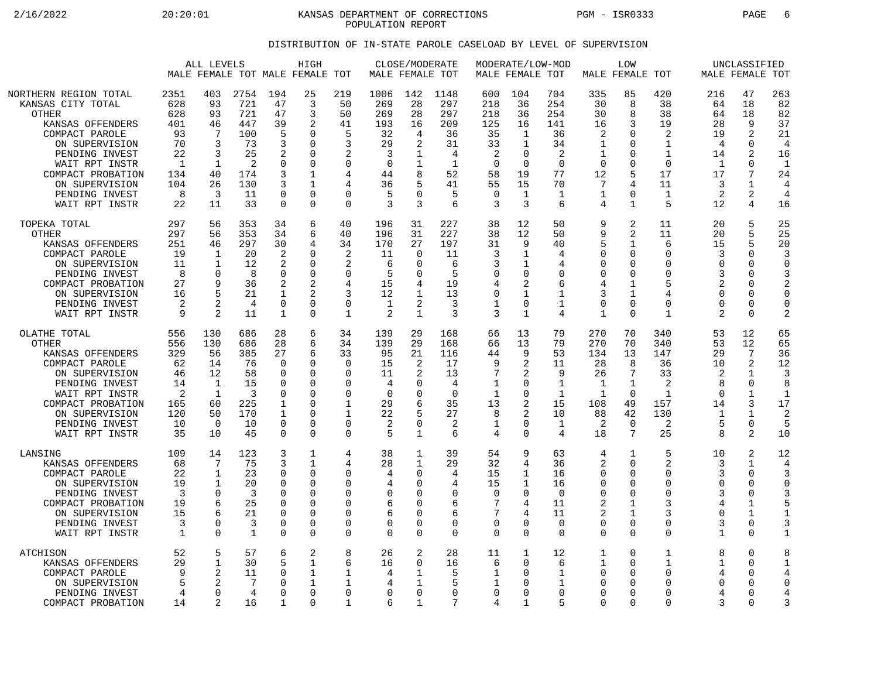KANSAS DEPARTMENT OF CORRECTIONS
POPULATION REPORT

PGM - ISR0333

## DISTRIBUTION OF IN-STATE PAROLE CASELOAD BY LEVEL OF SUPERVISION

| | ALL LEVELS | | | HIGH | | | CLOSE/MODERATE | | | MODERATE/LOW-MOD | | | LOW | | | UNCLASSIFIED | | |
|---|---|---|---|---|---|---|---|---|---|---|---|---|---|---|---|---|---|---|
| | MALE | FEMALE | TOT | MALE | FEMALE | TOT | MALE | FEMALE | TOT | MALE | FEMALE | TOT | MALE | FEMALE | TOT | MALE | FEMALE | TOT |
| NORTHERN REGION TOTAL | 2351 | 403 | 2754 | 194 | 25 | 219 | 1006 | 142 | 1148 | 600 | 104 | 704 | 335 | 85 | 420 | 216 | 47 | 263 |
| KANSAS CITY TOTAL | 628 | 93 | 721 | 47 | 3 | 50 | 269 | 28 | 297 | 218 | 36 | 254 | 30 | 8 | 38 | 64 | 18 | 82 |
| OTHER | 628 | 93 | 721 | 47 | 3 | 50 | 269 | 28 | 297 | 218 | 36 | 254 | 30 | 8 | 38 | 64 | 18 | 82 |
| KANSAS OFFENDERS | 401 | 46 | 447 | 39 | 2 | 41 | 193 | 16 | 209 | 125 | 16 | 141 | 16 | 3 | 19 | 28 | 9 | 37 |
| COMPACT PAROLE | 93 | 7 | 100 | 5 | 0 | 5 | 32 | 4 | 36 | 35 | 1 | 36 | 2 | 0 | 2 | 19 | 2 | 21 |
| ON SUPERVISION | 70 | 3 | 73 | 3 | 0 | 3 | 29 | 2 | 31 | 33 | 1 | 34 | 1 | 0 | 1 | 4 | 0 | 4 |
| PENDING INVEST | 22 | 3 | 25 | 2 | 0 | 2 | 3 | 1 | 4 | 2 | 0 | 2 | 1 | 0 | 1 | 14 | 2 | 16 |
| WAIT RPT INSTR | 1 | 1 | 2 | 0 | 0 | 0 | 0 | 1 | 1 | 0 | 0 | 0 | 0 | 0 | 0 | 1 | 0 | 1 |
| COMPACT PROBATION | 134 | 40 | 174 | 3 | 1 | 4 | 44 | 8 | 52 | 58 | 19 | 77 | 12 | 5 | 17 | 17 | 7 | 24 |
| ON SUPERVISION | 104 | 26 | 130 | 3 | 1 | 4 | 36 | 5 | 41 | 55 | 15 | 70 | 7 | 4 | 11 | 3 | 1 | 4 |
| PENDING INVEST | 8 | 3 | 11 | 0 | 0 | 0 | 5 | 0 | 5 | 0 | 1 | 1 | 1 | 0 | 1 | 2 | 2 | 4 |
| WAIT RPT INSTR | 22 | 11 | 33 | 0 | 0 | 0 | 3 | 3 | 6 | 3 | 3 | 6 | 4 | 1 | 5 | 12 | 4 | 16 |
| TOPEKA TOTAL | 297 | 56 | 353 | 34 | 6 | 40 | 196 | 31 | 227 | 38 | 12 | 50 | 9 | 2 | 11 | 20 | 5 | 25 |
| OTHER | 297 | 56 | 353 | 34 | 6 | 40 | 196 | 31 | 227 | 38 | 12 | 50 | 9 | 2 | 11 | 20 | 5 | 25 |
| KANSAS OFFENDERS | 251 | 46 | 297 | 30 | 4 | 34 | 170 | 27 | 197 | 31 | 9 | 40 | 5 | 1 | 6 | 15 | 5 | 20 |
| COMPACT PAROLE | 19 | 1 | 20 | 2 | 0 | 2 | 11 | 0 | 11 | 3 | 1 | 4 | 0 | 0 | 0 | 3 | 0 | 3 |
| ON SUPERVISION | 11 | 1 | 12 | 2 | 0 | 2 | 6 | 0 | 6 | 3 | 1 | 4 | 0 | 0 | 0 | 0 | 0 | 0 |
| PENDING INVEST | 8 | 0 | 8 | 0 | 0 | 0 | 5 | 0 | 5 | 0 | 0 | 0 | 0 | 0 | 0 | 3 | 0 | 3 |
| COMPACT PROBATION | 27 | 9 | 36 | 2 | 2 | 4 | 15 | 4 | 19 | 4 | 2 | 6 | 4 | 1 | 5 | 2 | 0 | 2 |
| ON SUPERVISION | 16 | 5 | 21 | 1 | 2 | 3 | 12 | 1 | 13 | 0 | 1 | 1 | 3 | 1 | 4 | 0 | 0 | 0 |
| PENDING INVEST | 2 | 2 | 4 | 0 | 0 | 0 | 1 | 2 | 3 | 1 | 0 | 1 | 0 | 0 | 0 | 0 | 0 | 0 |
| WAIT RPT INSTR | 9 | 2 | 11 | 1 | 0 | 1 | 2 | 1 | 3 | 3 | 1 | 4 | 1 | 0 | 1 | 2 | 0 | 2 |
| OLATHE TOTAL | 556 | 130 | 686 | 28 | 6 | 34 | 139 | 29 | 168 | 66 | 13 | 79 | 270 | 70 | 340 | 53 | 12 | 65 |
| OTHER | 556 | 130 | 686 | 28 | 6 | 34 | 139 | 29 | 168 | 66 | 13 | 79 | 270 | 70 | 340 | 53 | 12 | 65 |
| KANSAS OFFENDERS | 329 | 56 | 385 | 27 | 6 | 33 | 95 | 21 | 116 | 44 | 9 | 53 | 134 | 13 | 147 | 29 | 7 | 36 |
| COMPACT PAROLE | 62 | 14 | 76 | 0 | 0 | 0 | 15 | 2 | 17 | 9 | 2 | 11 | 28 | 8 | 36 | 10 | 2 | 12 |
| ON SUPERVISION | 46 | 12 | 58 | 0 | 0 | 0 | 11 | 2 | 13 | 7 | 2 | 9 | 26 | 7 | 33 | 2 | 1 | 3 |
| PENDING INVEST | 14 | 1 | 15 | 0 | 0 | 0 | 4 | 0 | 4 | 1 | 0 | 1 | 1 | 1 | 2 | 8 | 0 | 8 |
| WAIT RPT INSTR | 2 | 1 | 3 | 0 | 0 | 0 | 0 | 0 | 0 | 1 | 0 | 1 | 1 | 0 | 1 | 0 | 1 | 1 |
| COMPACT PROBATION | 165 | 60 | 225 | 1 | 0 | 1 | 29 | 6 | 35 | 13 | 2 | 15 | 108 | 49 | 157 | 14 | 3 | 17 |
| ON SUPERVISION | 120 | 50 | 170 | 1 | 0 | 1 | 22 | 5 | 27 | 8 | 2 | 10 | 88 | 42 | 130 | 1 | 1 | 2 |
| PENDING INVEST | 10 | 0 | 10 | 0 | 0 | 0 | 2 | 0 | 2 | 1 | 0 | 1 | 2 | 0 | 2 | 5 | 0 | 5 |
| WAIT RPT INSTR | 35 | 10 | 45 | 0 | 0 | 0 | 5 | 1 | 6 | 4 | 0 | 4 | 18 | 7 | 25 | 8 | 2 | 10 |
| LANSING | 109 | 14 | 123 | 3 | 1 | 4 | 38 | 1 | 39 | 54 | 9 | 63 | 4 | 1 | 5 | 10 | 2 | 12 |
| KANSAS OFFENDERS | 68 | 7 | 75 | 3 | 1 | 4 | 28 | 1 | 29 | 32 | 4 | 36 | 2 | 0 | 2 | 3 | 1 | 4 |
| COMPACT PAROLE | 22 | 1 | 23 | 0 | 0 | 0 | 4 | 0 | 4 | 15 | 1 | 16 | 0 | 0 | 0 | 3 | 0 | 3 |
| ON SUPERVISION | 19 | 1 | 20 | 0 | 0 | 0 | 4 | 0 | 4 | 15 | 1 | 16 | 0 | 0 | 0 | 0 | 0 | 0 |
| PENDING INVEST | 3 | 0 | 3 | 0 | 0 | 0 | 0 | 0 | 0 | 0 | 0 | 0 | 0 | 0 | 0 | 3 | 0 | 3 |
| COMPACT PROBATION | 19 | 6 | 25 | 0 | 0 | 0 | 6 | 0 | 6 | 7 | 4 | 11 | 2 | 1 | 3 | 4 | 1 | 5 |
| ON SUPERVISION | 15 | 6 | 21 | 0 | 0 | 0 | 6 | 0 | 6 | 7 | 4 | 11 | 2 | 1 | 3 | 0 | 1 | 1 |
| PENDING INVEST | 3 | 0 | 3 | 0 | 0 | 0 | 0 | 0 | 0 | 0 | 0 | 0 | 0 | 0 | 0 | 3 | 0 | 3 |
| WAIT RPT INSTR | 1 | 0 | 1 | 0 | 0 | 0 | 0 | 0 | 0 | 0 | 0 | 0 | 0 | 0 | 0 | 1 | 0 | 1 |
| ATCHISON | 52 | 5 | 57 | 6 | 2 | 8 | 26 | 2 | 28 | 11 | 1 | 12 | 1 | 0 | 1 | 8 | 0 | 8 |
| KANSAS OFFENDERS | 29 | 1 | 30 | 5 | 1 | 6 | 16 | 0 | 16 | 6 | 0 | 6 | 1 | 0 | 1 | 1 | 0 | 1 |
| COMPACT PAROLE | 9 | 2 | 11 | 0 | 1 | 1 | 4 | 1 | 5 | 1 | 0 | 1 | 0 | 0 | 0 | 4 | 0 | 4 |
| ON SUPERVISION | 5 | 2 | 7 | 0 | 1 | 1 | 4 | 1 | 5 | 1 | 0 | 1 | 0 | 0 | 0 | 0 | 0 | 0 |
| PENDING INVEST | 4 | 0 | 4 | 0 | 0 | 0 | 0 | 0 | 0 | 0 | 0 | 0 | 0 | 0 | 0 | 4 | 0 | 4 |
| COMPACT PROBATION | 14 | 2 | 16 | 1 | 0 | 1 | 6 | 1 | 7 | 4 | 1 | 5 | 0 | 0 | 0 | 3 | 0 | 3 |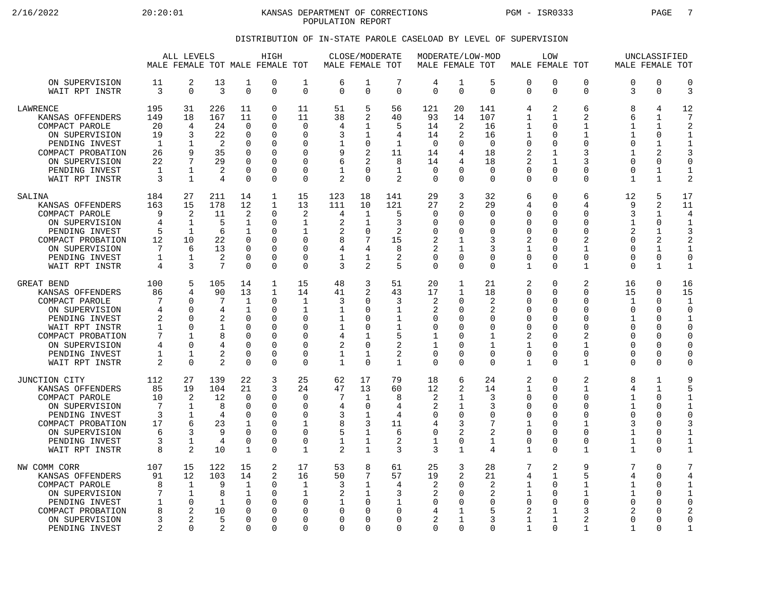KANSAS DEPARTMENT OF CORRECTIONS
POPULATION REPORT

## DISTRIBUTION OF IN-STATE PAROLE CASELOAD BY LEVEL OF SUPERVISION

| | ALL LEVELS | | | HIGH | | | CLOSE/MODERATE | | | MODERATE/LOW-MOD | | | LOW | | | UNCLASSIFIED | | |
|---|---|---|---|---|---|---|---|---|---|---|---|---|---|---|---|---|---|---|
| | MALE | FEMALE | TOT | MALE | FEMALE | TOT | MALE | FEMALE | TOT | MALE | FEMALE | TOT | MALE | FEMALE | TOT | MALE | FEMALE | TOT |
| ON SUPERVISION | 11 | 2 | 13 | 1 | 0 | 1 | 6 | 1 | 7 | 4 | 1 | 5 | 0 | 0 | 0 | 0 | 0 | 0 |
| WAIT RPT INSTR | 3 | 0 | 3 | 0 | 0 | 0 | 0 | 0 | 0 | 0 | 0 | 0 | 0 | 0 | 0 | 3 | 0 | 3 |
| LAWRENCE | 195 | 31 | 226 | 11 | 0 | 11 | 51 | 5 | 56 | 121 | 20 | 141 | 4 | 2 | 6 | 8 | 4 | 12 |
| KANSAS OFFENDERS | 149 | 18 | 167 | 11 | 0 | 11 | 38 | 2 | 40 | 93 | 14 | 107 | 1 | 1 | 2 | 6 | 1 | 7 |
| COMPACT PAROLE | 20 | 4 | 24 | 0 | 0 | 0 | 4 | 1 | 5 | 14 | 2 | 16 | 1 | 0 | 1 | 1 | 1 | 2 |
| ON SUPERVISION | 19 | 3 | 22 | 0 | 0 | 0 | 3 | 1 | 4 | 14 | 2 | 16 | 1 | 0 | 1 | 1 | 0 | 1 |
| PENDING INVEST | 1 | 1 | 2 | 0 | 0 | 0 | 1 | 0 | 1 | 0 | 0 | 0 | 0 | 0 | 0 | 0 | 1 | 1 |
| COMPACT PROBATION | 26 | 9 | 35 | 0 | 0 | 0 | 9 | 2 | 11 | 14 | 4 | 18 | 2 | 1 | 3 | 1 | 2 | 3 |
| ON SUPERVISION | 22 | 7 | 29 | 0 | 0 | 0 | 6 | 2 | 8 | 14 | 4 | 18 | 2 | 1 | 3 | 0 | 0 | 0 |
| PENDING INVEST | 1 | 1 | 2 | 0 | 0 | 0 | 1 | 0 | 1 | 0 | 0 | 0 | 0 | 0 | 0 | 0 | 1 | 1 |
| WAIT RPT INSTR | 3 | 1 | 4 | 0 | 0 | 0 | 2 | 0 | 2 | 0 | 0 | 0 | 0 | 0 | 0 | 1 | 1 | 2 |
| SALINA | 184 | 27 | 211 | 14 | 1 | 15 | 123 | 18 | 141 | 29 | 3 | 32 | 6 | 0 | 6 | 12 | 5 | 17 |
| KANSAS OFFENDERS | 163 | 15 | 178 | 12 | 1 | 13 | 111 | 10 | 121 | 27 | 2 | 29 | 4 | 0 | 4 | 9 | 2 | 11 |
| COMPACT PAROLE | 9 | 2 | 11 | 2 | 0 | 2 | 4 | 1 | 5 | 0 | 0 | 0 | 0 | 0 | 0 | 3 | 1 | 4 |
| ON SUPERVISION | 4 | 1 | 5 | 1 | 0 | 1 | 2 | 1 | 3 | 0 | 0 | 0 | 0 | 0 | 0 | 1 | 0 | 1 |
| PENDING INVEST | 5 | 1 | 6 | 1 | 0 | 1 | 2 | 0 | 2 | 0 | 0 | 0 | 0 | 0 | 0 | 2 | 1 | 3 |
| COMPACT PROBATION | 12 | 10 | 22 | 0 | 0 | 0 | 8 | 7 | 15 | 2 | 1 | 3 | 2 | 0 | 2 | 0 | 2 | 2 |
| ON SUPERVISION | 7 | 6 | 13 | 0 | 0 | 0 | 4 | 4 | 8 | 2 | 1 | 3 | 1 | 0 | 1 | 0 | 1 | 1 |
| PENDING INVEST | 1 | 1 | 2 | 0 | 0 | 0 | 1 | 1 | 2 | 0 | 0 | 0 | 0 | 0 | 0 | 0 | 0 | 0 |
| WAIT RPT INSTR | 4 | 3 | 7 | 0 | 0 | 0 | 3 | 2 | 5 | 0 | 0 | 0 | 1 | 0 | 1 | 0 | 1 | 1 |
| GREAT BEND | 100 | 5 | 105 | 14 | 1 | 15 | 48 | 3 | 51 | 20 | 1 | 21 | 2 | 0 | 2 | 16 | 0 | 16 |
| KANSAS OFFENDERS | 86 | 4 | 90 | 13 | 1 | 14 | 41 | 2 | 43 | 17 | 1 | 18 | 0 | 0 | 0 | 15 | 0 | 15 |
| COMPACT PAROLE | 7 | 0 | 7 | 1 | 0 | 1 | 3 | 0 | 3 | 2 | 0 | 2 | 0 | 0 | 0 | 1 | 0 | 1 |
| ON SUPERVISION | 4 | 0 | 4 | 1 | 0 | 1 | 1 | 0 | 1 | 2 | 0 | 2 | 0 | 0 | 0 | 0 | 0 | 0 |
| PENDING INVEST | 2 | 0 | 2 | 0 | 0 | 0 | 1 | 0 | 1 | 0 | 0 | 0 | 0 | 0 | 0 | 1 | 0 | 1 |
| WAIT RPT INSTR | 1 | 0 | 1 | 0 | 0 | 0 | 1 | 0 | 1 | 0 | 0 | 0 | 0 | 0 | 0 | 0 | 0 | 0 |
| COMPACT PROBATION | 7 | 1 | 8 | 0 | 0 | 0 | 4 | 1 | 5 | 1 | 0 | 1 | 2 | 0 | 2 | 0 | 0 | 0 |
| ON SUPERVISION | 4 | 0 | 4 | 0 | 0 | 0 | 2 | 0 | 2 | 1 | 0 | 1 | 1 | 0 | 1 | 0 | 0 | 0 |
| PENDING INVEST | 1 | 1 | 2 | 0 | 0 | 0 | 1 | 1 | 2 | 0 | 0 | 0 | 0 | 0 | 0 | 0 | 0 | 0 |
| WAIT RPT INSTR | 2 | 0 | 2 | 0 | 0 | 0 | 1 | 0 | 1 | 0 | 0 | 0 | 1 | 0 | 1 | 0 | 0 | 0 |
| JUNCTION CITY | 112 | 27 | 139 | 22 | 3 | 25 | 62 | 17 | 79 | 18 | 6 | 24 | 2 | 0 | 2 | 8 | 1 | 9 |
| KANSAS OFFENDERS | 85 | 19 | 104 | 21 | 3 | 24 | 47 | 13 | 60 | 12 | 2 | 14 | 1 | 0 | 1 | 4 | 1 | 5 |
| COMPACT PAROLE | 10 | 2 | 12 | 0 | 0 | 0 | 7 | 1 | 8 | 2 | 1 | 3 | 0 | 0 | 0 | 1 | 0 | 1 |
| ON SUPERVISION | 7 | 1 | 8 | 0 | 0 | 0 | 4 | 0 | 4 | 2 | 1 | 3 | 0 | 0 | 0 | 1 | 0 | 1 |
| PENDING INVEST | 3 | 1 | 4 | 0 | 0 | 0 | 3 | 1 | 4 | 0 | 0 | 0 | 0 | 0 | 0 | 0 | 0 | 0 |
| COMPACT PROBATION | 17 | 6 | 23 | 1 | 0 | 1 | 8 | 3 | 11 | 4 | 3 | 7 | 1 | 0 | 1 | 3 | 0 | 3 |
| ON SUPERVISION | 6 | 3 | 9 | 0 | 0 | 0 | 5 | 1 | 6 | 0 | 2 | 2 | 0 | 0 | 0 | 1 | 0 | 1 |
| PENDING INVEST | 3 | 1 | 4 | 0 | 0 | 0 | 1 | 1 | 2 | 1 | 0 | 1 | 0 | 0 | 0 | 1 | 0 | 1 |
| WAIT RPT INSTR | 8 | 2 | 10 | 1 | 0 | 1 | 2 | 1 | 3 | 3 | 1 | 4 | 1 | 0 | 1 | 1 | 0 | 1 |
| NW COMM CORR | 107 | 15 | 122 | 15 | 2 | 17 | 53 | 8 | 61 | 25 | 3 | 28 | 7 | 2 | 9 | 7 | 0 | 7 |
| KANSAS OFFENDERS | 91 | 12 | 103 | 14 | 2 | 16 | 50 | 7 | 57 | 19 | 2 | 21 | 4 | 1 | 5 | 4 | 0 | 4 |
| COMPACT PAROLE | 8 | 1 | 9 | 1 | 0 | 1 | 3 | 1 | 4 | 2 | 0 | 2 | 1 | 0 | 1 | 1 | 0 | 1 |
| ON SUPERVISION | 7 | 1 | 8 | 1 | 0 | 1 | 2 | 1 | 3 | 2 | 0 | 2 | 1 | 0 | 1 | 1 | 0 | 1 |
| PENDING INVEST | 1 | 0 | 1 | 0 | 0 | 0 | 1 | 0 | 1 | 0 | 0 | 0 | 0 | 0 | 0 | 0 | 0 | 0 |
| COMPACT PROBATION | 8 | 2 | 10 | 0 | 0 | 0 | 0 | 0 | 0 | 4 | 1 | 5 | 2 | 1 | 3 | 2 | 0 | 2 |
| ON SUPERVISION | 3 | 2 | 5 | 0 | 0 | 0 | 0 | 0 | 0 | 2 | 1 | 3 | 1 | 1 | 2 | 0 | 0 | 0 |
| PENDING INVEST | 2 | 0 | 2 | 0 | 0 | 0 | 0 | 0 | 0 | 0 | 0 | 0 | 1 | 0 | 1 | 1 | 0 | 1 |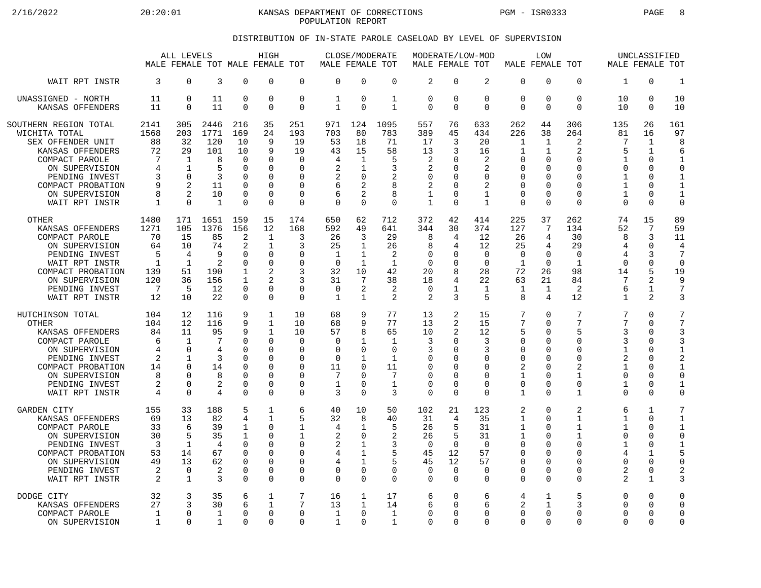# KANSAS DEPARTMENT OF CORRECTIONS
## POPULATION REPORT

### DISTRIBUTION OF IN-STATE PAROLE CASELOAD BY LEVEL OF SUPERVISION

| | ALL LEVELS | | | HIGH | | | CLOSE/MODERATE | | | MODERATE/LOW-MOD | | | LOW | | | UNCLASSIFIED | | |
|---|---|---|---|---|---|---|---|---|---|---|---|---|---|---|---|---|---|---|
| | MALE | FEMALE | TOT | MALE | FEMALE | TOT | MALE | FEMALE | TOT | MALE | FEMALE | TOT | MALE | FEMALE | TOT | MALE | FEMALE | TOT |
| WAIT RPT INSTR | 3 | 0 | 3 | 0 | 0 | 0 | 0 | 0 | 0 | 2 | 0 | 2 | 0 | 0 | 0 | 1 | 0 | 1 |
| UNASSIGNED - NORTH | 11 | 0 | 11 | 0 | 0 | 0 | 1 | 0 | 1 | 0 | 0 | 0 | 0 | 0 | 0 | 10 | 0 | 10 |
| KANSAS OFFENDERS | 11 | 0 | 11 | 0 | 0 | 0 | 1 | 0 | 1 | 0 | 0 | 0 | 0 | 0 | 0 | 10 | 0 | 10 |
| SOUTHERN REGION TOTAL | 2141 | 305 | 2446 | 216 | 35 | 251 | 971 | 124 | 1095 | 557 | 76 | 633 | 262 | 44 | 306 | 135 | 26 | 161 |
| WICHITA TOTAL | 1568 | 203 | 1771 | 169 | 24 | 193 | 703 | 80 | 783 | 389 | 45 | 434 | 226 | 38 | 264 | 81 | 16 | 97 |
| SEX OFFENDER UNIT | 88 | 32 | 120 | 10 | 9 | 19 | 53 | 18 | 71 | 17 | 3 | 20 | 1 | 1 | 2 | 7 | 1 | 8 |
| KANSAS OFFENDERS | 72 | 29 | 101 | 10 | 9 | 19 | 43 | 15 | 58 | 13 | 3 | 16 | 1 | 1 | 2 | 5 | 1 | 6 |
| COMPACT PAROLE | 7 | 1 | 8 | 0 | 0 | 0 | 4 | 1 | 5 | 2 | 0 | 2 | 0 | 0 | 0 | 1 | 0 | 1 |
| ON SUPERVISION | 4 | 1 | 5 | 0 | 0 | 0 | 2 | 1 | 3 | 2 | 0 | 2 | 0 | 0 | 0 | 0 | 0 | 0 |
| PENDING INVEST | 3 | 0 | 3 | 0 | 0 | 0 | 2 | 0 | 2 | 0 | 0 | 0 | 0 | 0 | 0 | 1 | 0 | 1 |
| COMPACT PROBATION | 9 | 2 | 11 | 0 | 0 | 0 | 6 | 2 | 8 | 2 | 0 | 2 | 0 | 0 | 0 | 1 | 0 | 1 |
| ON SUPERVISION | 8 | 2 | 10 | 0 | 0 | 0 | 6 | 2 | 8 | 1 | 0 | 1 | 0 | 0 | 0 | 1 | 0 | 1 |
| WAIT RPT INSTR | 1 | 0 | 1 | 0 | 0 | 0 | 0 | 0 | 0 | 1 | 0 | 1 | 0 | 0 | 0 | 0 | 0 | 0 |
| OTHER | 1480 | 171 | 1651 | 159 | 15 | 174 | 650 | 62 | 712 | 372 | 42 | 414 | 225 | 37 | 262 | 74 | 15 | 89 |
| KANSAS OFFENDERS | 1271 | 105 | 1376 | 156 | 12 | 168 | 592 | 49 | 641 | 344 | 30 | 374 | 127 | 7 | 134 | 52 | 7 | 59 |
| COMPACT PAROLE | 70 | 15 | 85 | 2 | 1 | 3 | 26 | 3 | 29 | 8 | 4 | 12 | 26 | 4 | 30 | 8 | 3 | 11 |
| ON SUPERVISION | 64 | 10 | 74 | 2 | 1 | 3 | 25 | 1 | 26 | 8 | 4 | 12 | 25 | 4 | 29 | 4 | 0 | 4 |
| PENDING INVEST | 5 | 4 | 9 | 0 | 0 | 0 | 1 | 1 | 2 | 0 | 0 | 0 | 0 | 0 | 0 | 4 | 3 | 7 |
| WAIT RPT INSTR | 1 | 1 | 2 | 0 | 0 | 0 | 0 | 1 | 1 | 0 | 0 | 0 | 1 | 0 | 1 | 0 | 0 | 0 |
| COMPACT PROBATION | 139 | 51 | 190 | 1 | 2 | 3 | 32 | 10 | 42 | 20 | 8 | 28 | 72 | 26 | 98 | 14 | 5 | 19 |
| ON SUPERVISION | 120 | 36 | 156 | 1 | 2 | 3 | 31 | 7 | 38 | 18 | 4 | 22 | 63 | 21 | 84 | 7 | 2 | 9 |
| PENDING INVEST | 7 | 5 | 12 | 0 | 0 | 0 | 0 | 2 | 2 | 0 | 1 | 1 | 1 | 1 | 2 | 6 | 1 | 7 |
| WAIT RPT INSTR | 12 | 10 | 22 | 0 | 0 | 0 | 1 | 1 | 2 | 2 | 3 | 5 | 8 | 4 | 12 | 1 | 2 | 3 |
| HUTCHINSON TOTAL | 104 | 12 | 116 | 9 | 1 | 10 | 68 | 9 | 77 | 13 | 2 | 15 | 7 | 0 | 7 | 7 | 0 | 7 |
| OTHER | 104 | 12 | 116 | 9 | 1 | 10 | 68 | 9 | 77 | 13 | 2 | 15 | 7 | 0 | 7 | 7 | 0 | 7 |
| KANSAS OFFENDERS | 84 | 11 | 95 | 9 | 1 | 10 | 57 | 8 | 65 | 10 | 2 | 12 | 5 | 0 | 5 | 3 | 0 | 3 |
| COMPACT PAROLE | 6 | 1 | 7 | 0 | 0 | 0 | 0 | 1 | 1 | 3 | 0 | 3 | 0 | 0 | 0 | 3 | 0 | 3 |
| ON SUPERVISION | 4 | 0 | 4 | 0 | 0 | 0 | 0 | 0 | 0 | 3 | 0 | 3 | 0 | 0 | 0 | 1 | 0 | 1 |
| PENDING INVEST | 2 | 1 | 3 | 0 | 0 | 0 | 0 | 1 | 1 | 0 | 0 | 0 | 0 | 0 | 0 | 2 | 0 | 2 |
| COMPACT PROBATION | 14 | 0 | 14 | 0 | 0 | 0 | 11 | 0 | 11 | 0 | 0 | 0 | 2 | 0 | 2 | 1 | 0 | 1 |
| ON SUPERVISION | 8 | 0 | 8 | 0 | 0 | 0 | 7 | 0 | 7 | 0 | 0 | 0 | 1 | 0 | 1 | 0 | 0 | 0 |
| PENDING INVEST | 2 | 0 | 2 | 0 | 0 | 0 | 1 | 0 | 1 | 0 | 0 | 0 | 0 | 0 | 0 | 1 | 0 | 1 |
| WAIT RPT INSTR | 4 | 0 | 4 | 0 | 0 | 0 | 3 | 0 | 3 | 0 | 0 | 0 | 1 | 0 | 1 | 0 | 0 | 0 |
| GARDEN CITY | 155 | 33 | 188 | 5 | 1 | 6 | 40 | 10 | 50 | 102 | 21 | 123 | 2 | 0 | 2 | 6 | 1 | 7 |
| KANSAS OFFENDERS | 69 | 13 | 82 | 4 | 1 | 5 | 32 | 8 | 40 | 31 | 4 | 35 | 1 | 0 | 1 | 1 | 0 | 1 |
| COMPACT PAROLE | 33 | 6 | 39 | 1 | 0 | 1 | 4 | 1 | 5 | 26 | 5 | 31 | 1 | 0 | 1 | 1 | 0 | 1 |
| ON SUPERVISION | 30 | 5 | 35 | 1 | 0 | 1 | 2 | 0 | 2 | 26 | 5 | 31 | 1 | 0 | 1 | 0 | 0 | 0 |
| PENDING INVEST | 3 | 1 | 4 | 0 | 0 | 0 | 2 | 1 | 3 | 0 | 0 | 0 | 0 | 0 | 0 | 1 | 0 | 1 |
| COMPACT PROBATION | 53 | 14 | 67 | 0 | 0 | 0 | 4 | 1 | 5 | 45 | 12 | 57 | 0 | 0 | 0 | 4 | 1 | 5 |
| ON SUPERVISION | 49 | 13 | 62 | 0 | 0 | 0 | 4 | 1 | 5 | 45 | 12 | 57 | 0 | 0 | 0 | 0 | 0 | 0 |
| PENDING INVEST | 2 | 0 | 2 | 0 | 0 | 0 | 0 | 0 | 0 | 0 | 0 | 0 | 0 | 0 | 0 | 2 | 0 | 2 |
| WAIT RPT INSTR | 2 | 1 | 3 | 0 | 0 | 0 | 0 | 0 | 0 | 0 | 0 | 0 | 0 | 0 | 0 | 2 | 1 | 3 |
| DODGE CITY | 32 | 3 | 35 | 6 | 1 | 7 | 16 | 1 | 17 | 6 | 0 | 6 | 4 | 1 | 5 | 0 | 0 | 0 |
| KANSAS OFFENDERS | 27 | 3 | 30 | 6 | 1 | 7 | 13 | 1 | 14 | 6 | 0 | 6 | 2 | 1 | 3 | 0 | 0 | 0 |
| COMPACT PAROLE | 1 | 0 | 1 | 0 | 0 | 0 | 1 | 0 | 1 | 0 | 0 | 0 | 0 | 0 | 0 | 0 | 0 | 0 |
| ON SUPERVISION | 1 | 0 | 1 | 0 | 0 | 0 | 1 | 0 | 1 | 0 | 0 | 0 | 0 | 0 | 0 | 0 | 0 | 0 |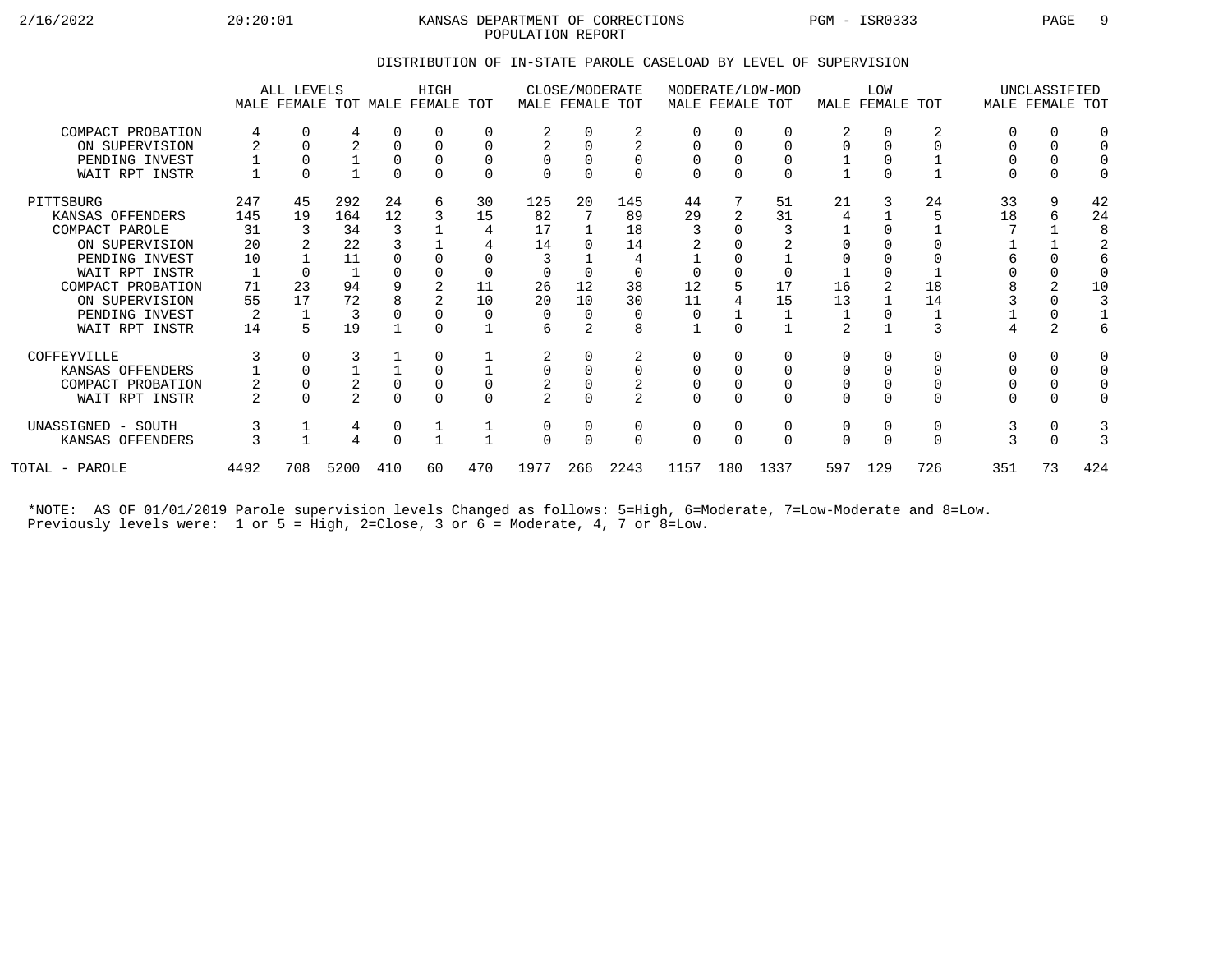# DISTRIBUTION OF IN-STATE PAROLE CASELOAD BY LEVEL OF SUPERVISION

| | ALL LEVELS | | | HIGH | | | CLOSE/MODERATE | | | MODERATE/LOW-MOD | | | LOW | | | UNCLASSIFIED | | |
|---|---|---|---|---|---|---|---|---|---|---|---|---|---|---|---|---|---|---|
| | MALE | FEMALE | TOT | MALE | FEMALE | TOT | MALE | FEMALE | TOT | MALE | FEMALE | TOT | MALE | FEMALE | TOT | MALE | FEMALE | TOT |
| COMPACT PROBATION | 4 | 0 | 4 | 0 | 0 | 0 | 2 | 0 | 2 | 0 | 0 | 0 | 2 | 0 | 2 | 0 | 0 | 0 |
| ON SUPERVISION | 2 | 0 | 2 | 0 | 0 | 0 | 2 | 0 | 2 | 0 | 0 | 0 | 0 | 0 | 0 | 0 | 0 | 0 |
| PENDING INVEST | 1 | 0 | 1 | 0 | 0 | 0 | 0 | 0 | 0 | 0 | 0 | 0 | 1 | 0 | 1 | 0 | 0 | 0 |
| WAIT RPT INSTR | 1 | 0 | 1 | 0 | 0 | 0 | 0 | 0 | 0 | 0 | 0 | 0 | 1 | 0 | 1 | 0 | 0 | 0 |
| PITTSBURG | 247 | 45 | 292 | 24 | 6 | 30 | 125 | 20 | 145 | 44 | 7 | 51 | 21 | 3 | 24 | 33 | 9 | 42 |
| KANSAS OFFENDERS | 145 | 19 | 164 | 12 | 3 | 15 | 82 | 7 | 89 | 29 | 2 | 31 | 4 | 1 | 5 | 18 | 6 | 24 |
| COMPACT PAROLE | 31 | 3 | 34 | 3 | 1 | 4 | 17 | 1 | 18 | 3 | 0 | 3 | 1 | 0 | 1 | 7 | 1 | 8 |
| ON SUPERVISION | 20 | 2 | 22 | 3 | 1 | 4 | 14 | 0 | 14 | 2 | 0 | 2 | 0 | 0 | 0 | 1 | 1 | 2 |
| PENDING INVEST | 10 | 1 | 11 | 0 | 0 | 0 | 3 | 1 | 4 | 1 | 0 | 1 | 0 | 0 | 0 | 6 | 0 | 6 |
| WAIT RPT INSTR | 1 | 0 | 1 | 0 | 0 | 0 | 0 | 0 | 0 | 0 | 0 | 0 | 1 | 0 | 1 | 0 | 0 | 0 |
| COMPACT PROBATION | 71 | 23 | 94 | 9 | 2 | 11 | 26 | 12 | 38 | 12 | 5 | 17 | 16 | 2 | 18 | 8 | 2 | 10 |
| ON SUPERVISION | 55 | 17 | 72 | 8 | 2 | 10 | 20 | 10 | 30 | 11 | 4 | 15 | 13 | 1 | 14 | 3 | 0 | 3 |
| PENDING INVEST | 2 | 1 | 3 | 0 | 0 | 0 | 0 | 0 | 0 | 0 | 1 | 1 | 1 | 0 | 1 | 1 | 0 | 1 |
| WAIT RPT INSTR | 14 | 5 | 19 | 1 | 0 | 1 | 6 | 2 | 8 | 1 | 0 | 1 | 2 | 1 | 3 | 4 | 2 | 6 |
| COFFEYVILLE | 3 | 0 | 3 | 1 | 0 | 1 | 2 | 0 | 2 | 0 | 0 | 0 | 0 | 0 | 0 | 0 | 0 | 0 |
| KANSAS OFFENDERS | 1 | 0 | 1 | 1 | 0 | 1 | 0 | 0 | 0 | 0 | 0 | 0 | 0 | 0 | 0 | 0 | 0 | 0 |
| COMPACT PROBATION | 2 | 0 | 2 | 0 | 0 | 0 | 2 | 0 | 2 | 0 | 0 | 0 | 0 | 0 | 0 | 0 | 0 | 0 |
| WAIT RPT INSTR | 2 | 0 | 2 | 0 | 0 | 0 | 2 | 0 | 2 | 0 | 0 | 0 | 0 | 0 | 0 | 0 | 0 | 0 |
| UNASSIGNED - SOUTH | 3 | 1 | 4 | 0 | 1 | 1 | 0 | 0 | 0 | 0 | 0 | 0 | 0 | 0 | 0 | 3 | 0 | 3 |
| KANSAS OFFENDERS | 3 | 1 | 4 | 0 | 1 | 1 | 0 | 0 | 0 | 0 | 0 | 0 | 0 | 0 | 0 | 3 | 0 | 3 |
| TOTAL - PAROLE | 4492 | 708 | 5200 | 410 | 60 | 470 | 1977 | 266 | 2243 | 1157 | 180 | 1337 | 597 | 129 | 726 | 351 | 73 | 424 |

*NOTE: AS OF 01/01/2019 Parole supervision levels Changed as follows: 5=High, 6=Moderate, 7=Low-Moderate and 8=Low.
Previously levels were: 1 or 5 = High, 2=Close, 3 or 6 = Moderate, 4, 7 or 8=Low.